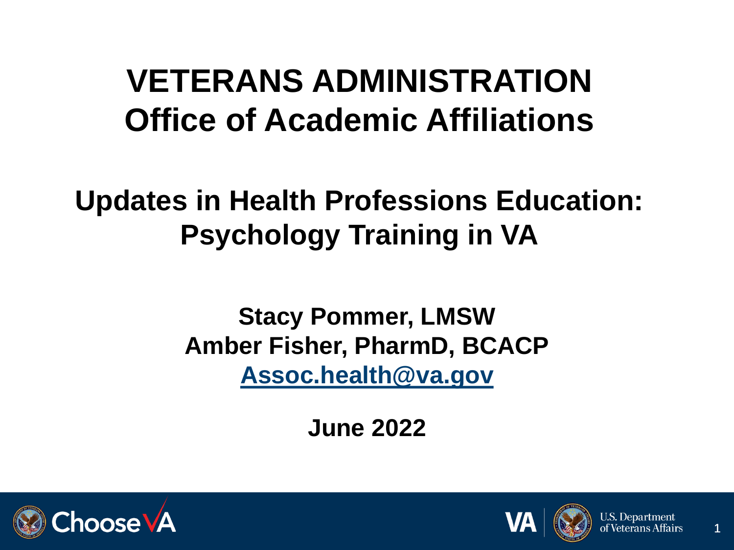# VETERANS ADMINISTRATION
# Office of Academic Affiliations

## Updates in Health Professions Education: Psychology Training in VA

**Stacy Pommer, LMSW**
**Amber Fisher, PharmD, BCACP**
**Assoc.health@va.gov**

**June 2022**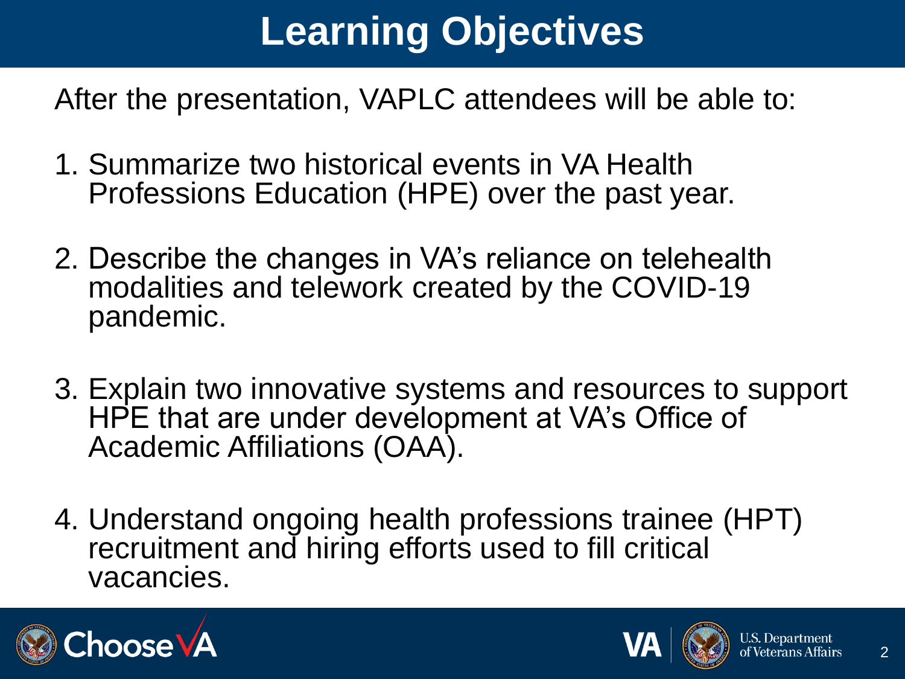# Learning Objectives

After the presentation, VAPLC attendees will be able to:

1. Summarize two historical events in VA Health Professions Education (HPE) over the past year.
2. Describe the changes in VA's reliance on telehealth modalities and telework created by the COVID-19 pandemic.
3. Explain two innovative systems and resources to support HPE that are under development at VA's Office of Academic Affiliations (OAA).
4. Understand ongoing health professions trainee (HPT) recruitment and hiring efforts used to fill critical vacancies.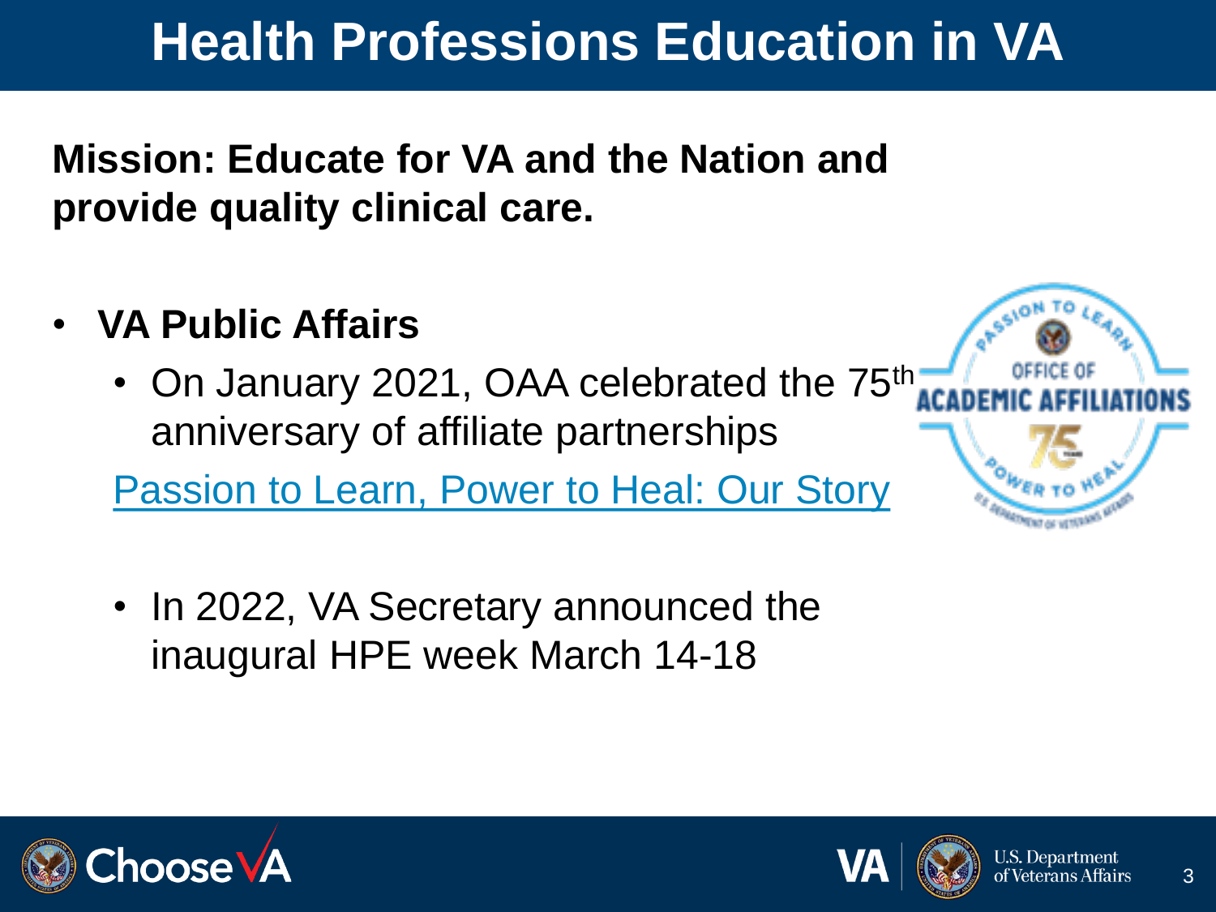# Health Professions Education in VA

**Mission: Educate for VA and the Nation and provide quality clinical care.**

- **VA Public Affairs**
  - On January 2021, OAA celebrated the 75th anniversary of affiliate partnerships

  Passion to Learn, Power to Heal: Our Story

  - In 2022, VA Secretary announced the inaugural HPE week March 14-18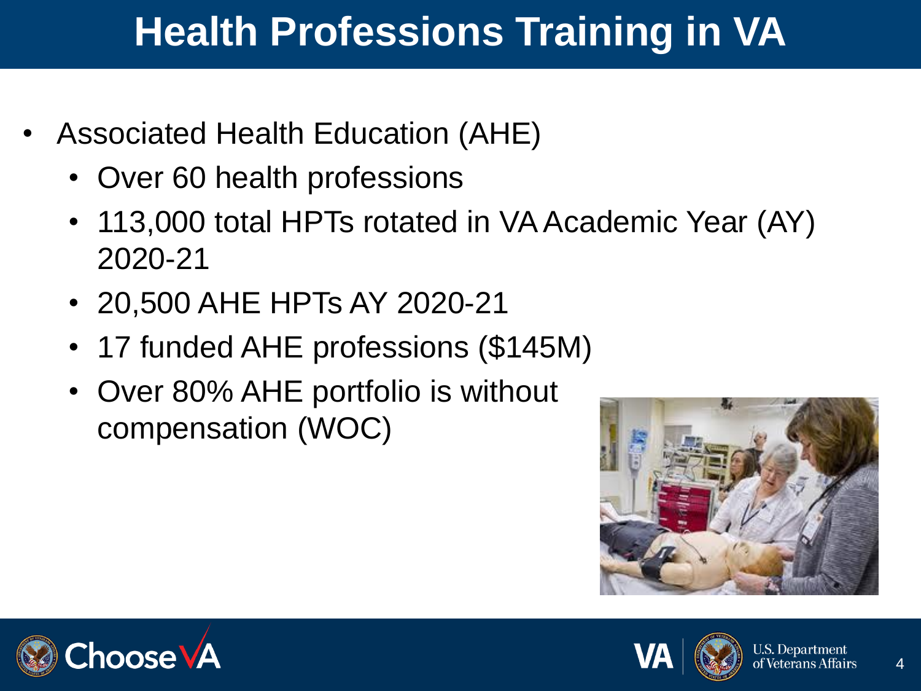# Health Professions Training in VA

- Associated Health Education (AHE)
  - Over 60 health professions
  - 113,000 total HPTs rotated in VA Academic Year (AY) 2020-21
  - 20,500 AHE HPTs AY 2020-21
  - 17 funded AHE professions ($145M)
  - Over 80% AHE portfolio is without compensation (WOC)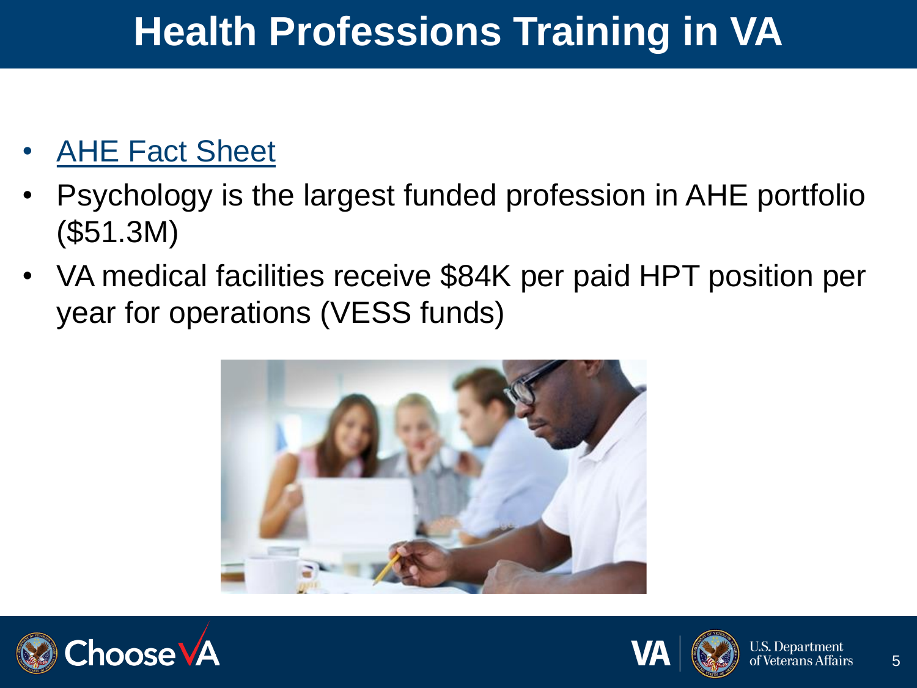# Health Professions Training in VA

- AHE Fact Sheet
- Psychology is the largest funded profession in AHE portfolio ($51.3M)
- VA medical facilities receive $84K per paid HPT position per year for operations (VESS funds)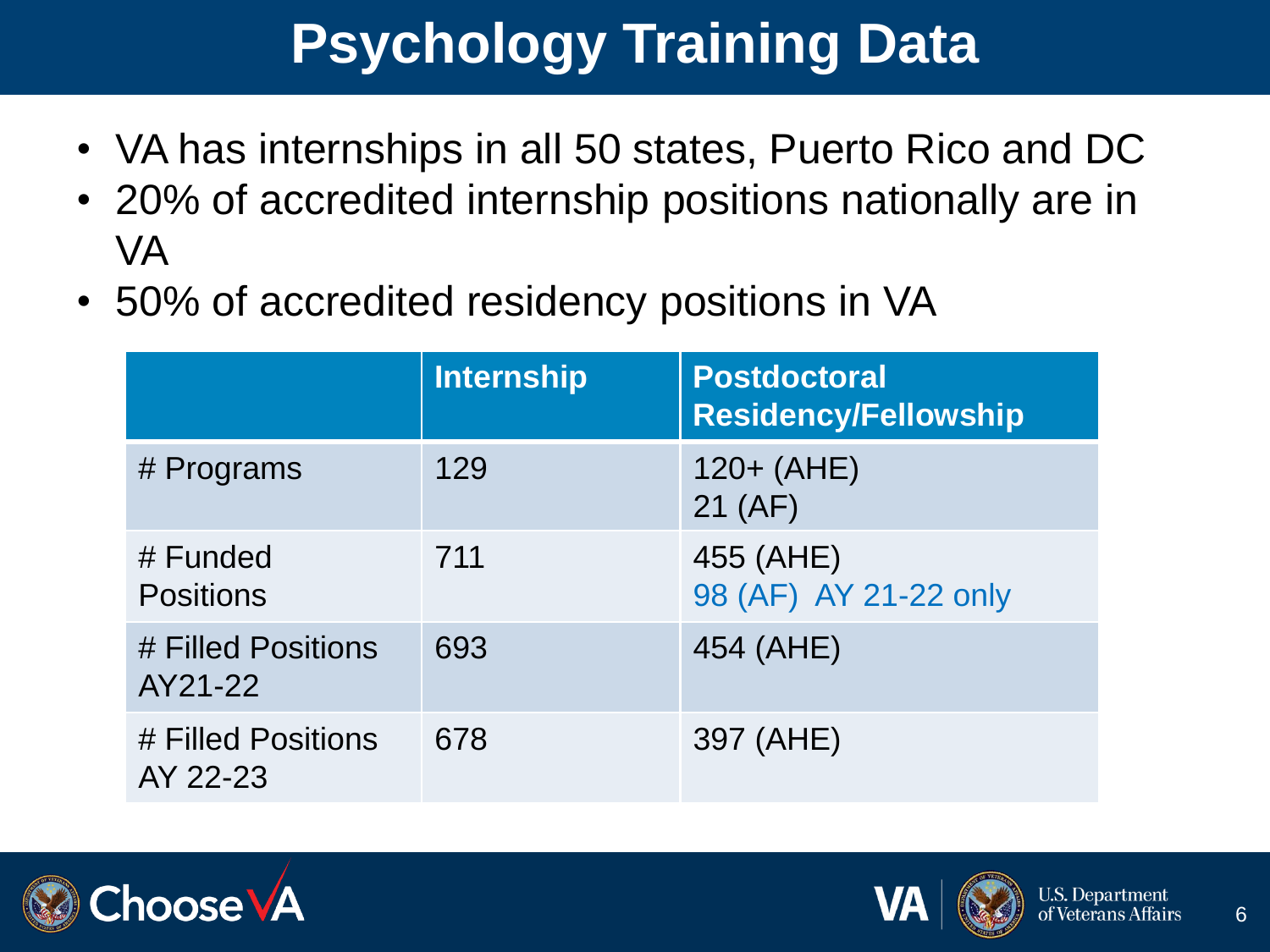# Psychology Training Data

- VA has internships in all 50 states, Puerto Rico and DC
- 20% of accredited internship positions nationally are in VA
- 50% of accredited residency positions in VA

| | Internship | Postdoctoral Residency/Fellowship |
|---|---|---|
| # Programs | 129 | 120+ (AHE)<br>21 (AF) |
| # Funded Positions | 711 | 455 (AHE)<br>98 (AF) AY 21-22 only |
| # Filled Positions AY21-22 | 693 | 454 (AHE) |
| # Filled Positions AY 22-23 | 678 | 397 (AHE) |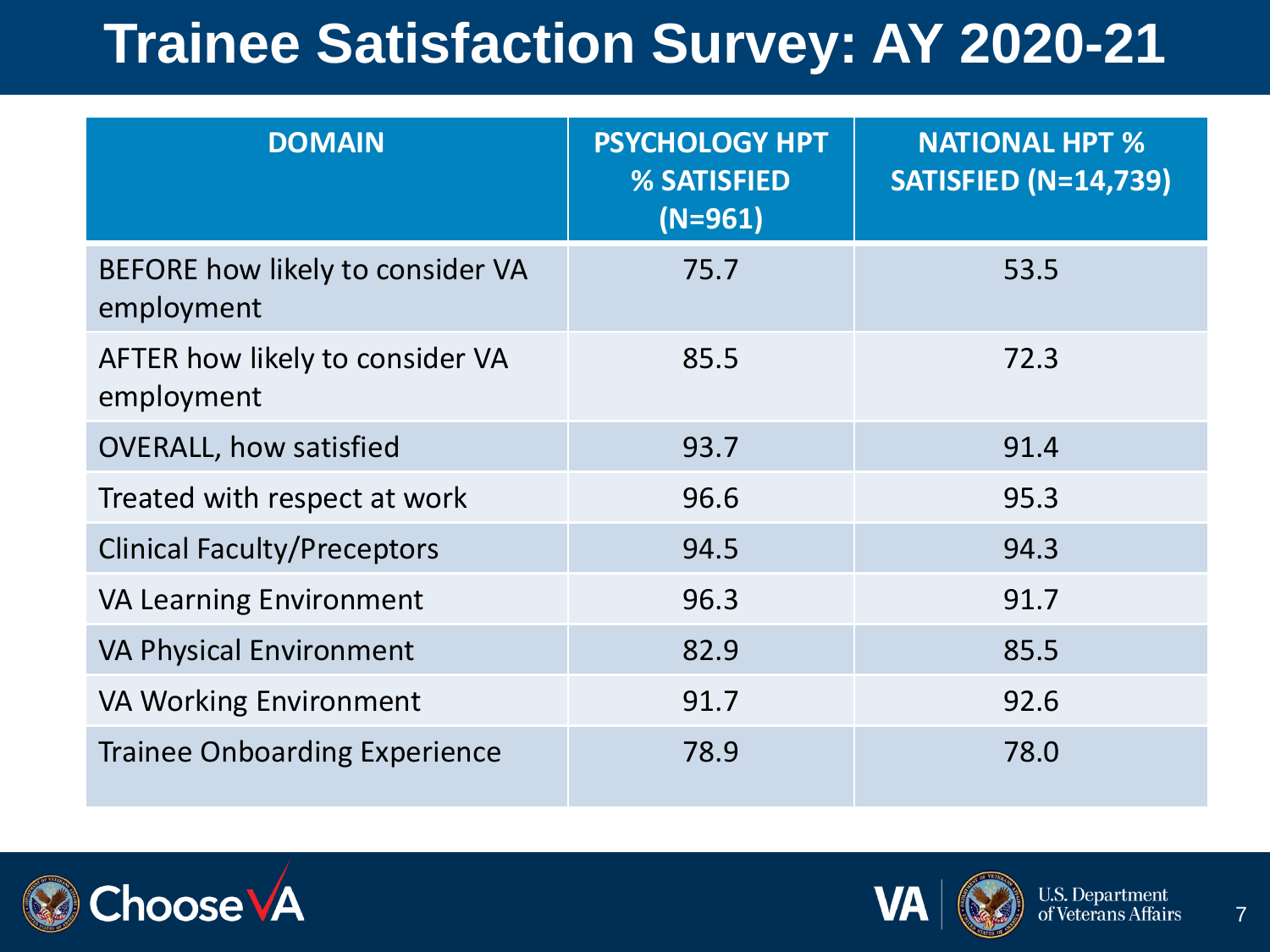# Trainee Satisfaction Survey: AY 2020-21

| DOMAIN | PSYCHOLOGY HPT % SATISFIED (N=961) | NATIONAL HPT % SATISFIED (N=14,739) |
|---|---|---|
| BEFORE how likely to consider VA employment | 75.7 | 53.5 |
| AFTER how likely to consider VA employment | 85.5 | 72.3 |
| OVERALL, how satisfied | 93.7 | 91.4 |
| Treated with respect at work | 96.6 | 95.3 |
| Clinical Faculty/Preceptors | 94.5 | 94.3 |
| VA Learning Environment | 96.3 | 91.7 |
| VA Physical Environment | 82.9 | 85.5 |
| VA Working Environment | 91.7 | 92.6 |
| Trainee Onboarding Experience | 78.9 | 78.0 |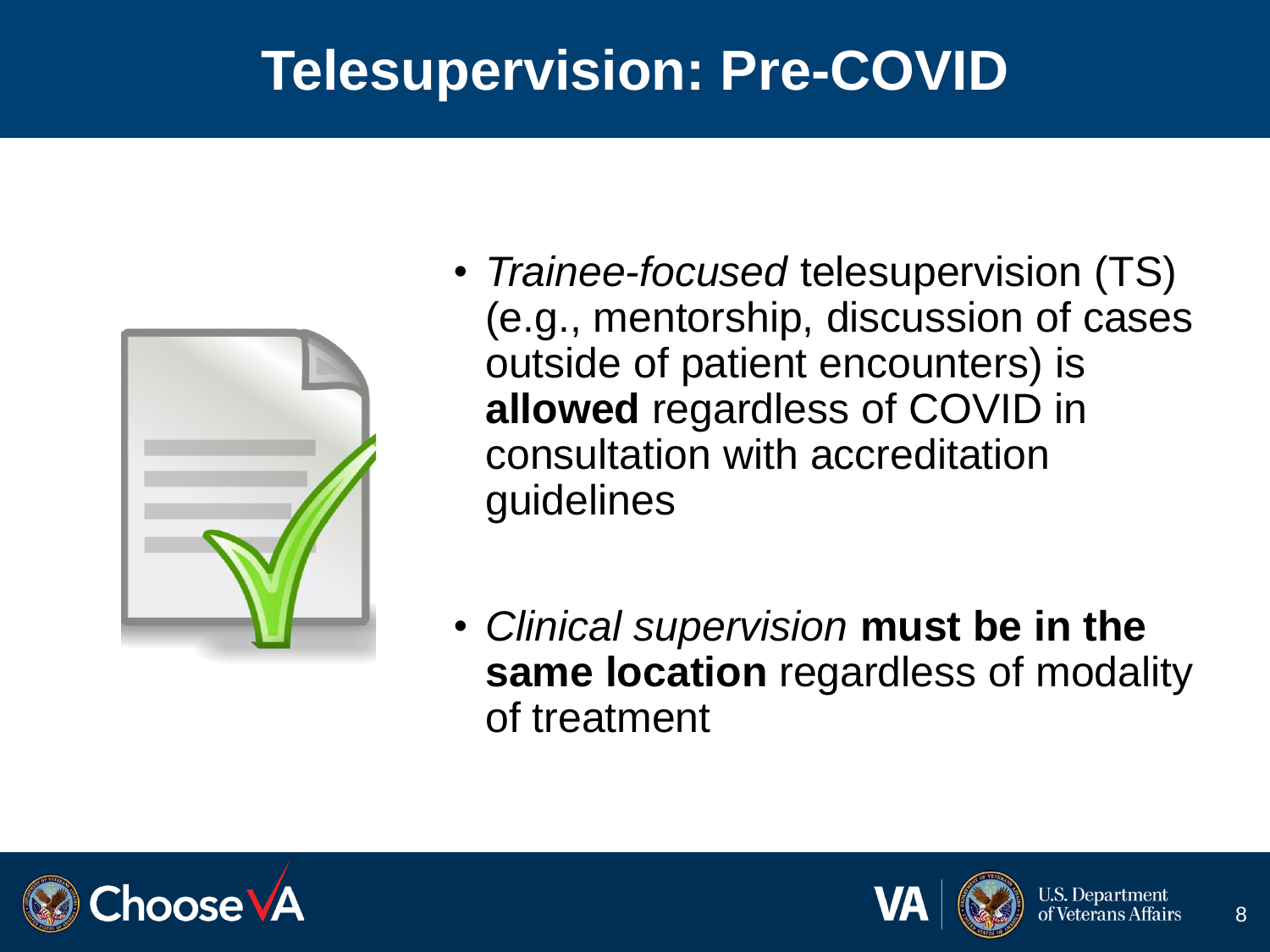# Telesupervision: Pre-COVID

- *Trainee-focused* telesupervision (TS) (e.g., mentorship, discussion of cases outside of patient encounters) is **allowed** regardless of COVID in consultation with accreditation guidelines
- *Clinical supervision* **must be in the same location** regardless of modality of treatment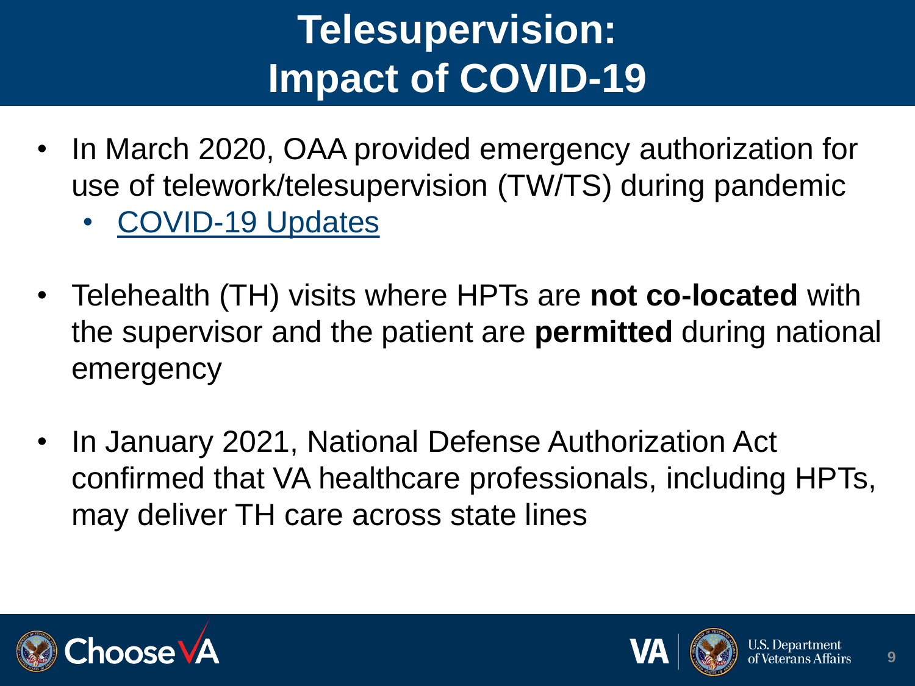# Telesupervision: Impact of COVID-19

- In March 2020, OAA provided emergency authorization for use of telework/telesupervision (TW/TS) during pandemic
  - COVID-19 Updates
- Telehealth (TH) visits where HPTs are **not co-located** with the supervisor and the patient are **permitted** during national emergency
- In January 2021, National Defense Authorization Act confirmed that VA healthcare professionals, including HPTs, may deliver TH care across state lines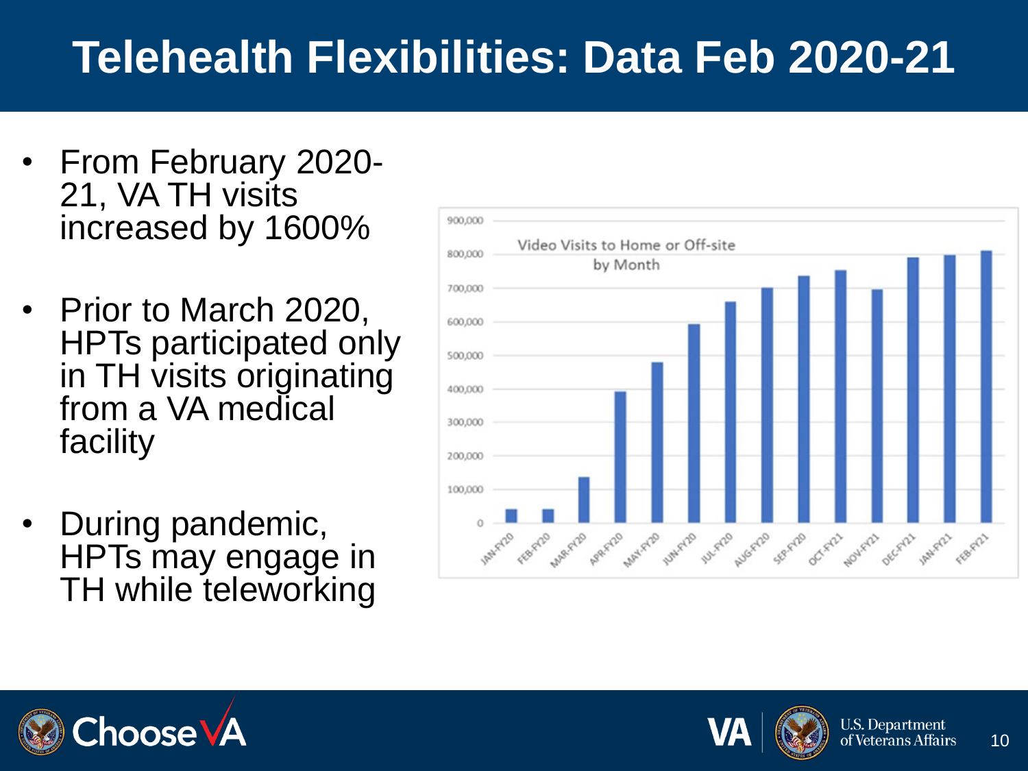# Telehealth Flexibilities: Data Feb 2020-21

- From February 2020-21, VA TH visits increased by 1600%
- Prior to March 2020, HPTs participated only in TH visits originating from a VA medical facility
- During pandemic, HPTs may engage in TH while teleworking

Video Visits to Home or Off-site by Month

| Month | Video Visits (approx.) |
|---|---|
| JAN-FY20 | ~40,000 |
| FEB-FY20 | ~40,000 |
| MAR-FY20 | ~135,000 |
| APR-FY20 | ~390,000 |
| MAY-FY20 | ~480,000 |
| JUN-FY20 | ~590,000 |
| JUL-FY20 | ~655,000 |
| AUG-FY20 | ~700,000 |
| SEP-FY20 | ~735,000 |
| OCT-FY21 | ~750,000 |
| NOV-FY21 | ~695,000 |
| DEC-FY21 | ~790,000 |
| JAN-FY21 | ~795,000 |
| FEB-FY21 | ~810,000 |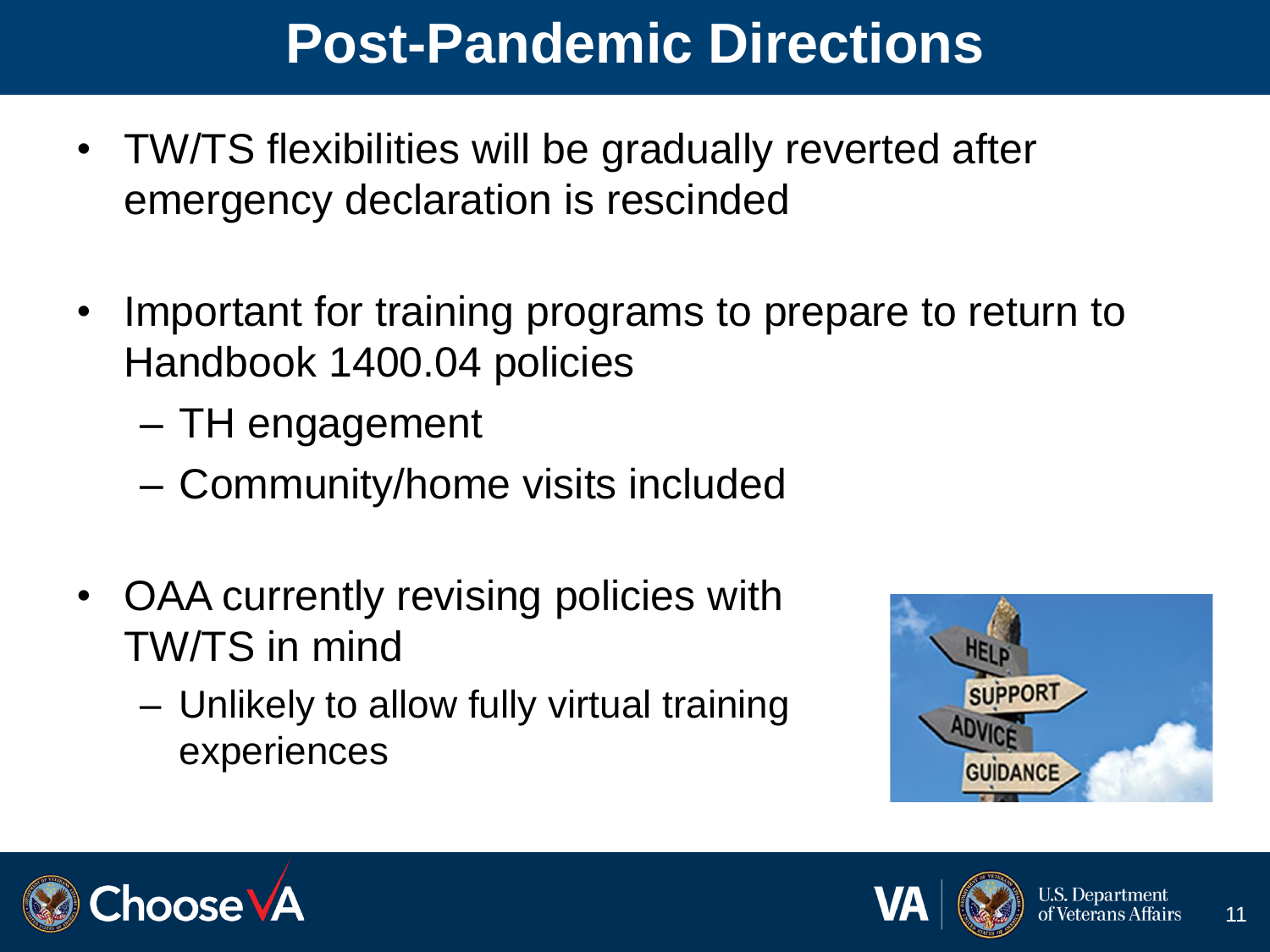# Post-Pandemic Directions

- TW/TS flexibilities will be gradually reverted after emergency declaration is rescinded
- Important for training programs to prepare to return to Handbook 1400.04 policies
  - TH engagement
  - Community/home visits included
- OAA currently revising policies with TW/TS in mind
  - Unlikely to allow fully virtual training experiences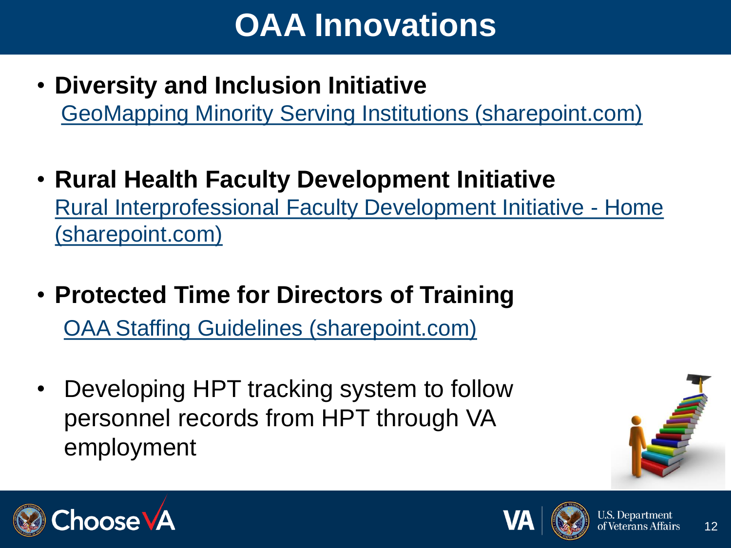# OAA Innovations

- **Diversity and Inclusion Initiative**
  GeoMapping Minority Serving Institutions (sharepoint.com)

- **Rural Health Faculty Development Initiative**
  Rural Interprofessional Faculty Development Initiative - Home (sharepoint.com)

- **Protected Time for Directors of Training**
  OAA Staffing Guidelines (sharepoint.com)

- Developing HPT tracking system to follow personnel records from HPT through VA employment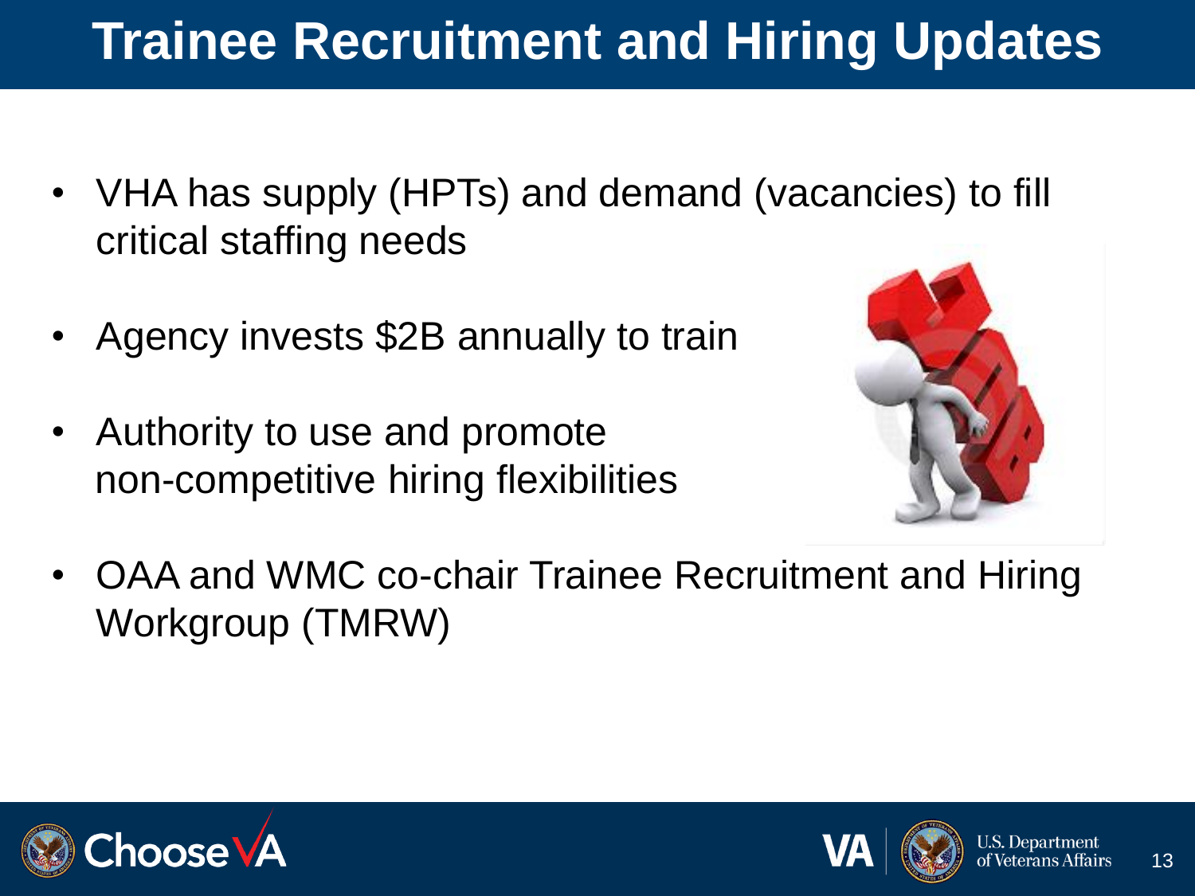# Trainee Recruitment and Hiring Updates

- VHA has supply (HPTs) and demand (vacancies) to fill critical staffing needs
- Agency invests $2B annually to train
- Authority to use and promote non-competitive hiring flexibilities
- OAA and WMC co-chair Trainee Recruitment and Hiring Workgroup (TMRW)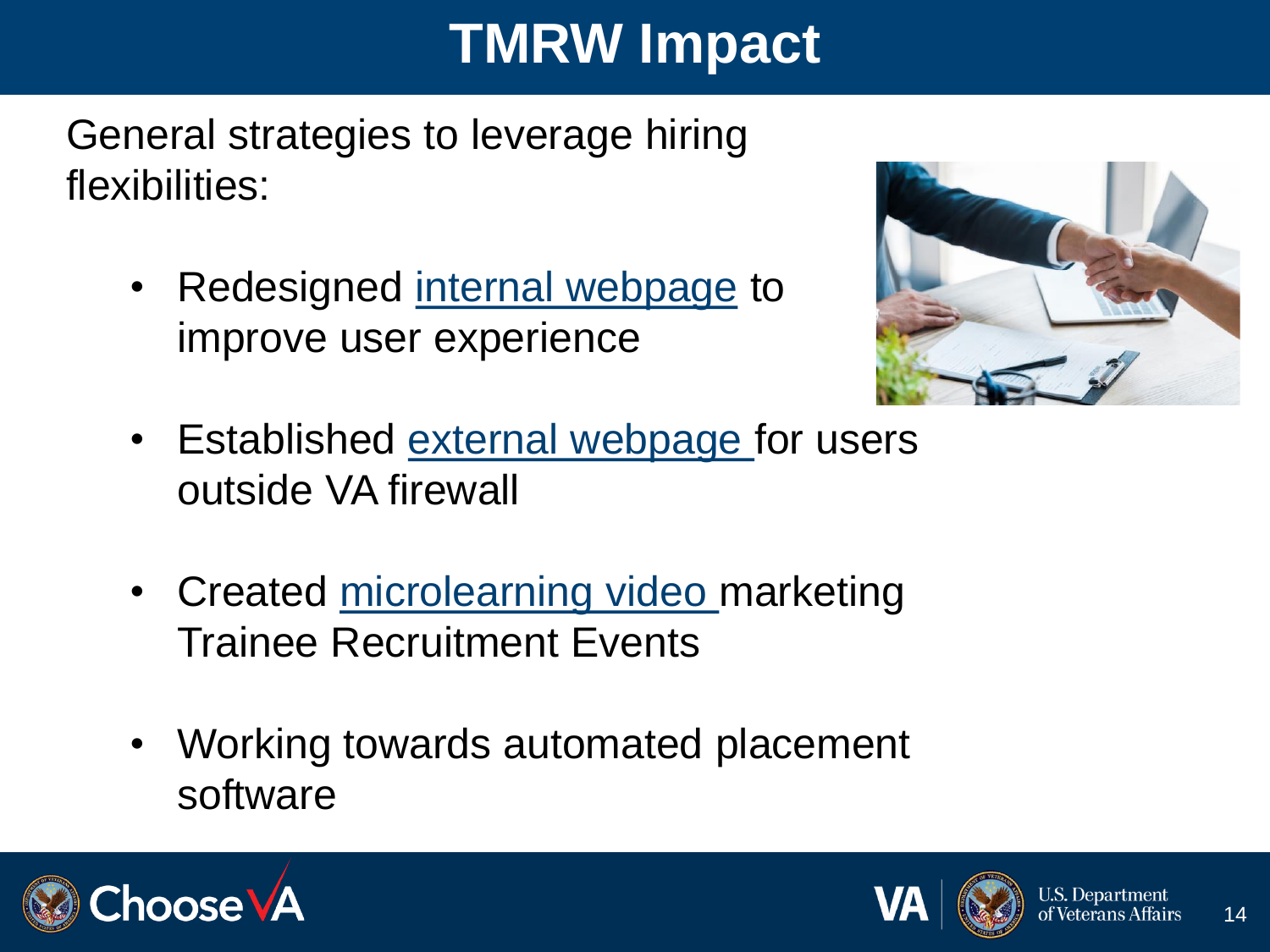# TMRW Impact

General strategies to leverage hiring flexibilities:

- Redesigned internal webpage to improve user experience
- Established external webpage for users outside VA firewall
- Created microlearning video marketing Trainee Recruitment Events
- Working towards automated placement software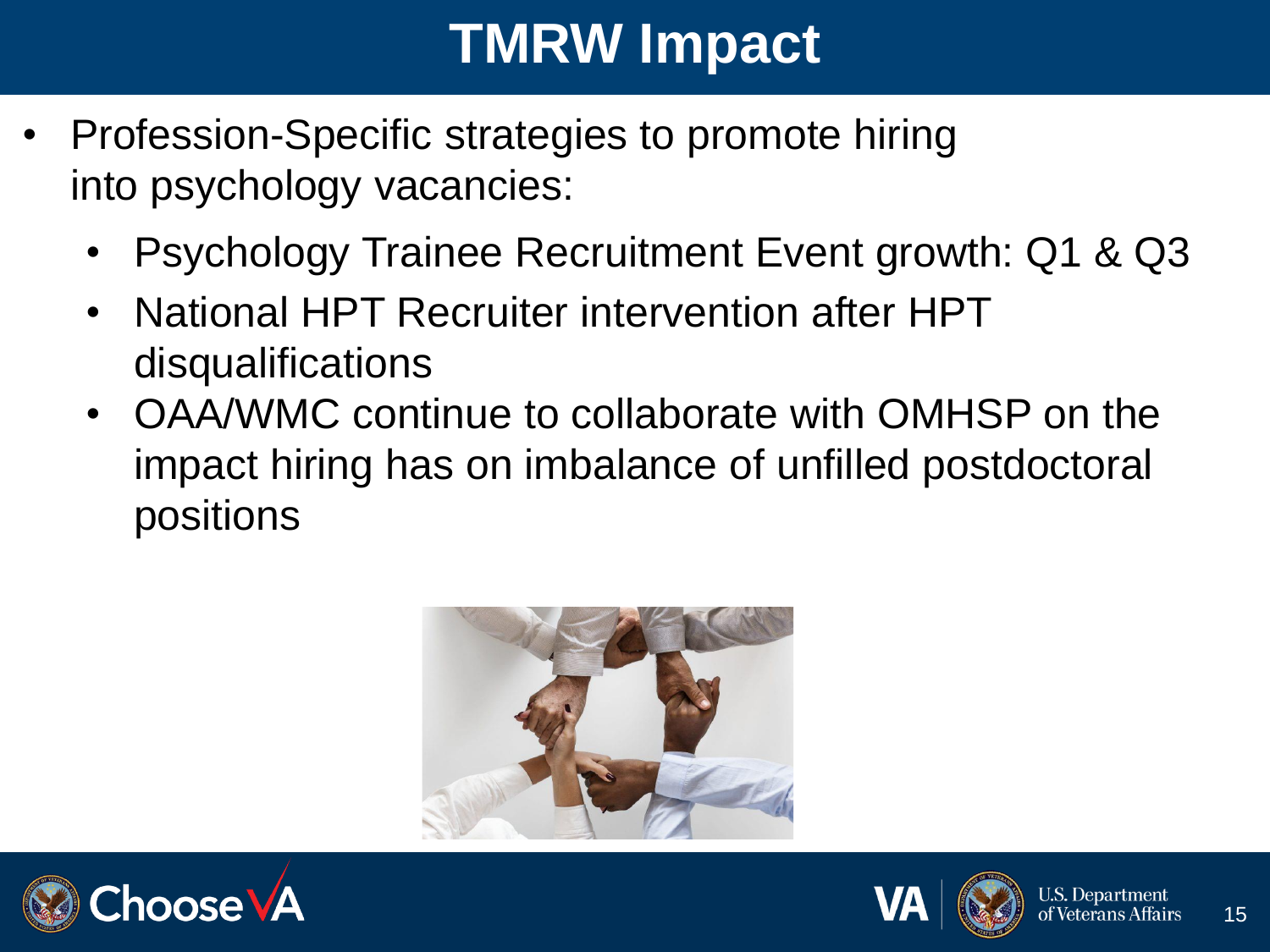# TMRW Impact

- Profession-Specific strategies to promote hiring into psychology vacancies:
  - Psychology Trainee Recruitment Event growth: Q1 & Q3
  - National HPT Recruiter intervention after HPT disqualifications
  - OAA/WMC continue to collaborate with OMHSP on the impact hiring has on imbalance of unfilled postdoctoral positions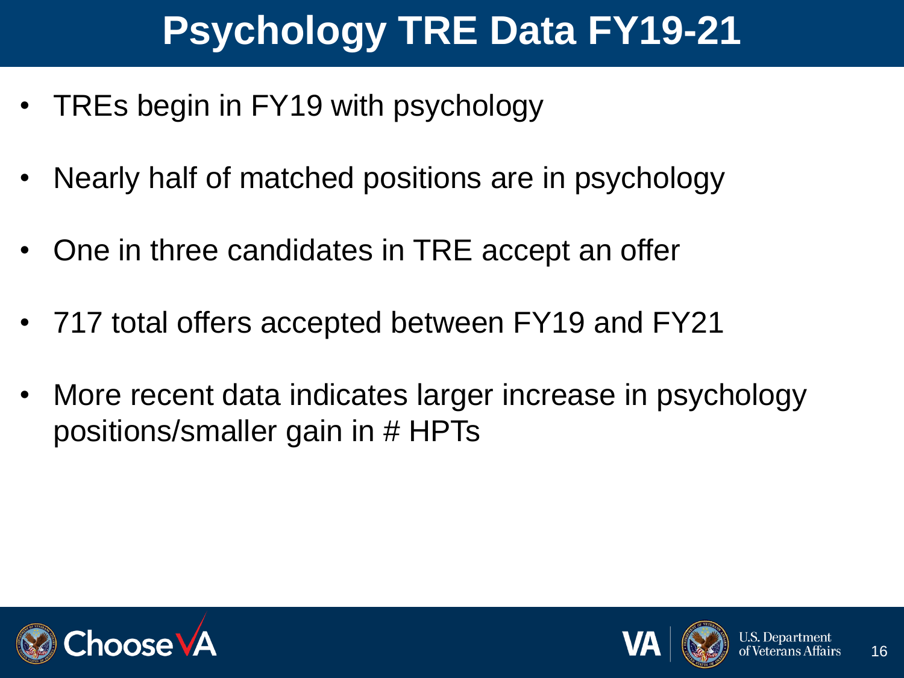# Psychology TRE Data FY19-21

- TREs begin in FY19 with psychology
- Nearly half of matched positions are in psychology
- One in three candidates in TRE accept an offer
- 717 total offers accepted between FY19 and FY21
- More recent data indicates larger increase in psychology positions/smaller gain in # HPTs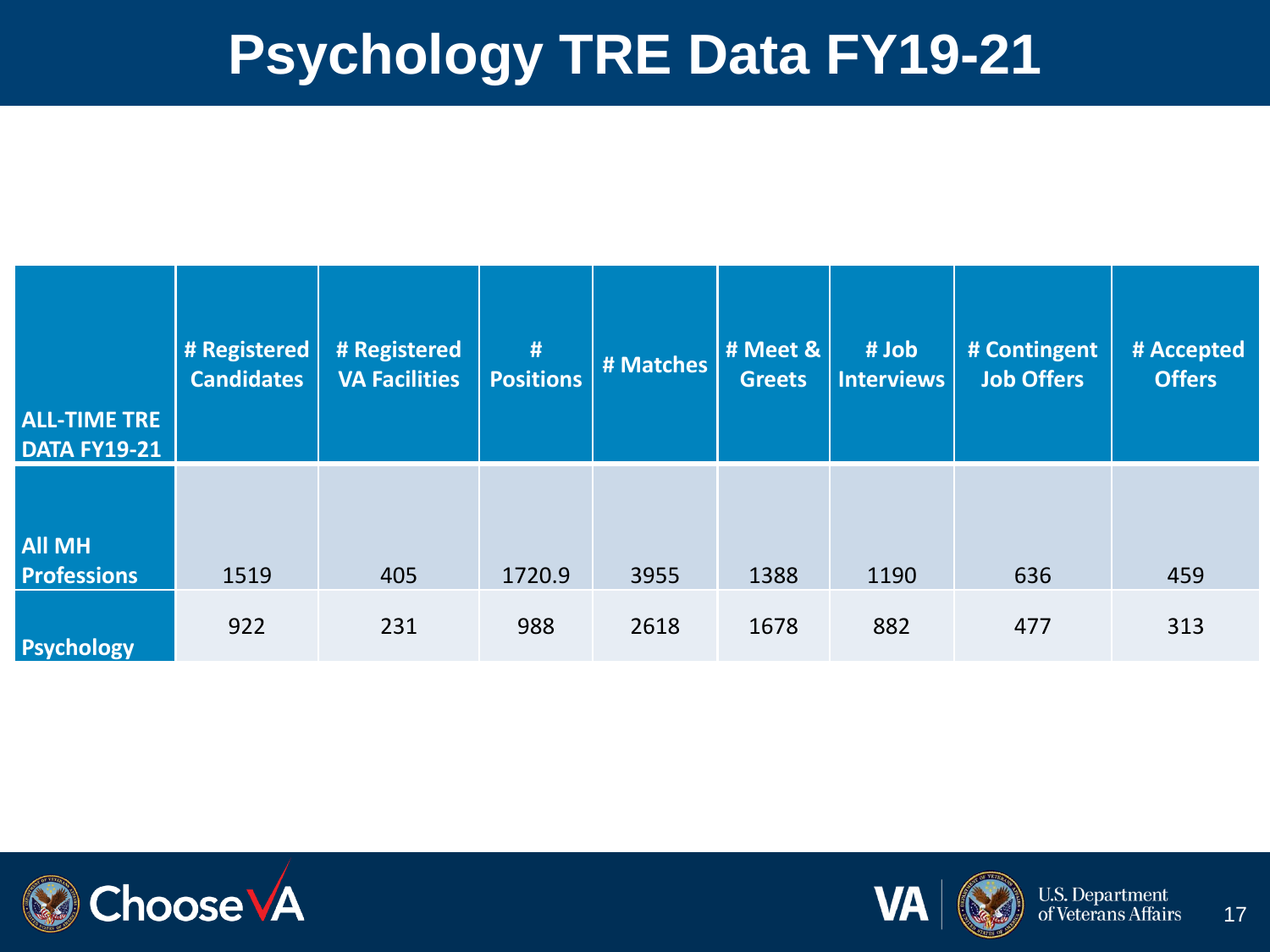# Psychology TRE Data FY19-21

| ALL-TIME TRE DATA FY19-21 | # Registered Candidates | # Registered VA Facilities | # Positions | # Matches | # Meet & Greets | # Job Interviews | # Contingent Job Offers | # Accepted Offers |
|---|---|---|---|---|---|---|---|---|
| All MH Professions | 1519 | 405 | 1720.9 | 3955 | 1388 | 1190 | 636 | 459 |
| Psychology | 922 | 231 | 988 | 2618 | 1678 | 882 | 477 | 313 |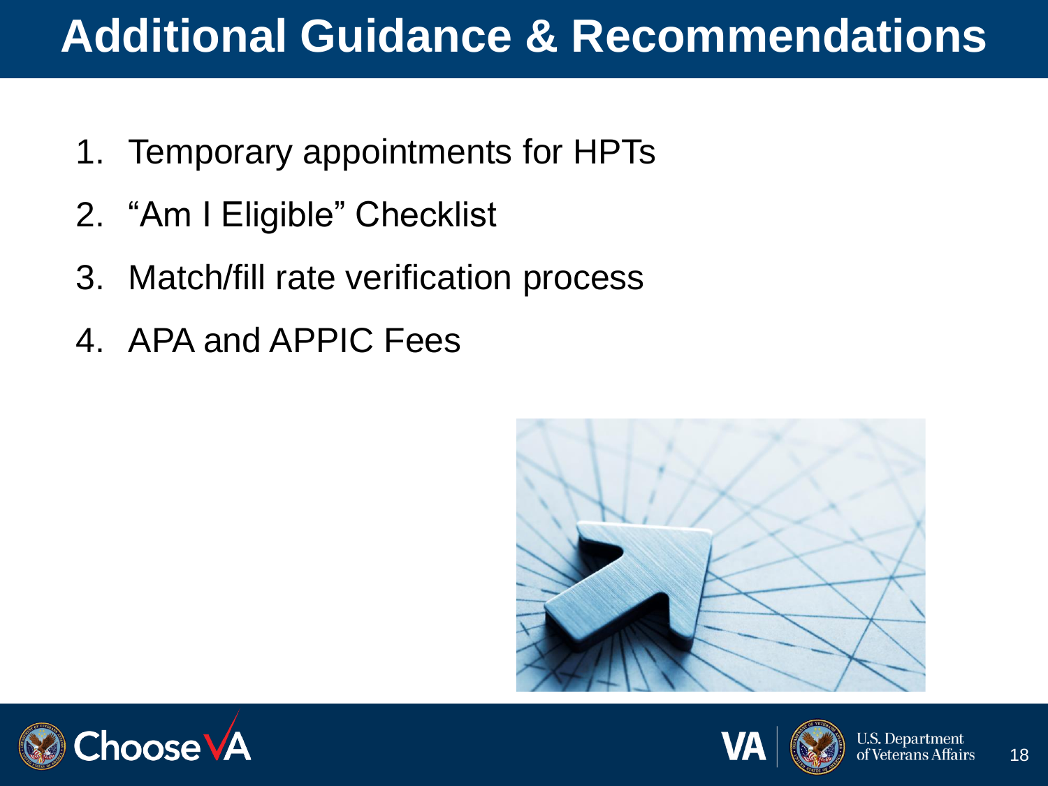# Additional Guidance & Recommendations

1. Temporary appointments for HPTs
2. "Am I Eligible" Checklist
3. Match/fill rate verification process
4. APA and APPIC Fees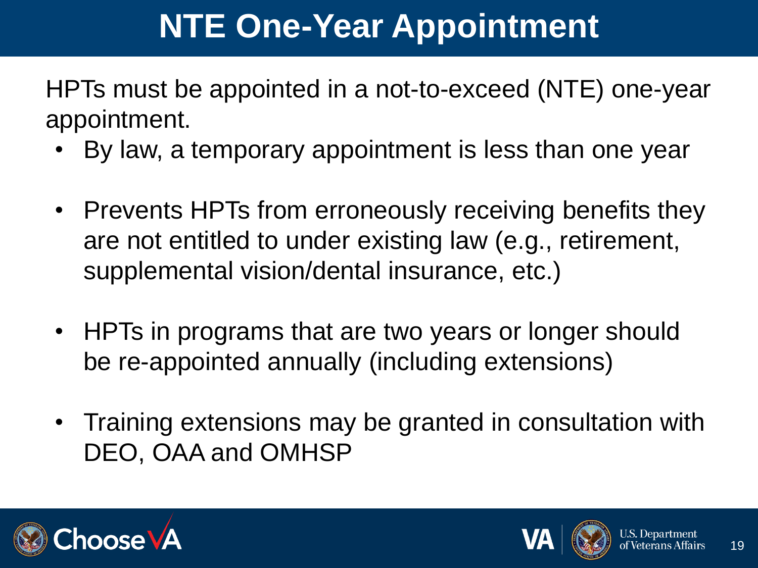# NTE One-Year Appointment

HPTs must be appointed in a not-to-exceed (NTE) one-year appointment.

- By law, a temporary appointment is less than one year
- Prevents HPTs from erroneously receiving benefits they are not entitled to under existing law (e.g., retirement, supplemental vision/dental insurance, etc.)
- HPTs in programs that are two years or longer should be re-appointed annually (including extensions)
- Training extensions may be granted in consultation with DEO, OAA and OMHSP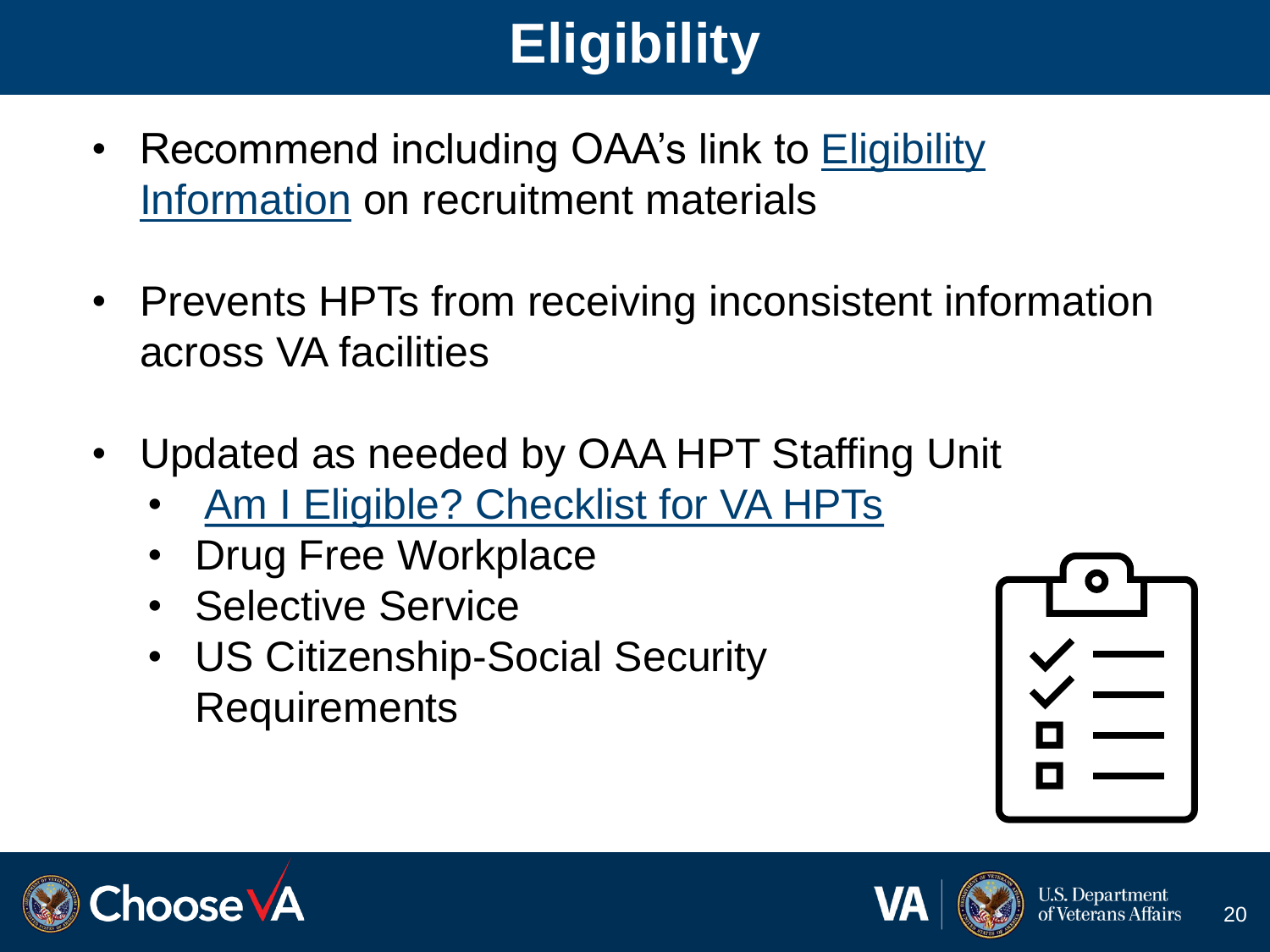# Eligibility

- Recommend including OAA's link to Eligibility Information on recruitment materials
- Prevents HPTs from receiving inconsistent information across VA facilities
- Updated as needed by OAA HPT Staffing Unit
  - Am I Eligible? Checklist for VA HPTs
  - Drug Free Workplace
  - Selective Service
  - US Citizenship-Social Security Requirements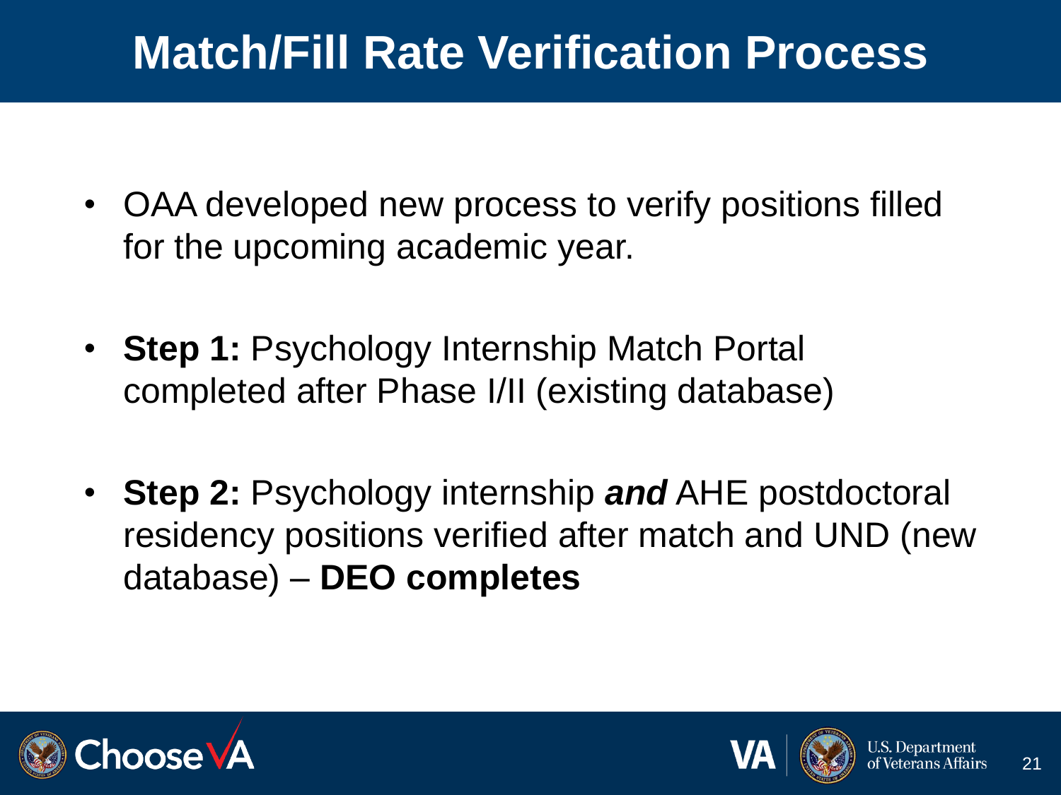# Match/Fill Rate Verification Process

- OAA developed new process to verify positions filled for the upcoming academic year.
- **Step 1:** Psychology Internship Match Portal completed after Phase I/II (existing database)
- **Step 2:** Psychology internship ***and*** AHE postdoctoral residency positions verified after match and UND (new database) – **DEO completes**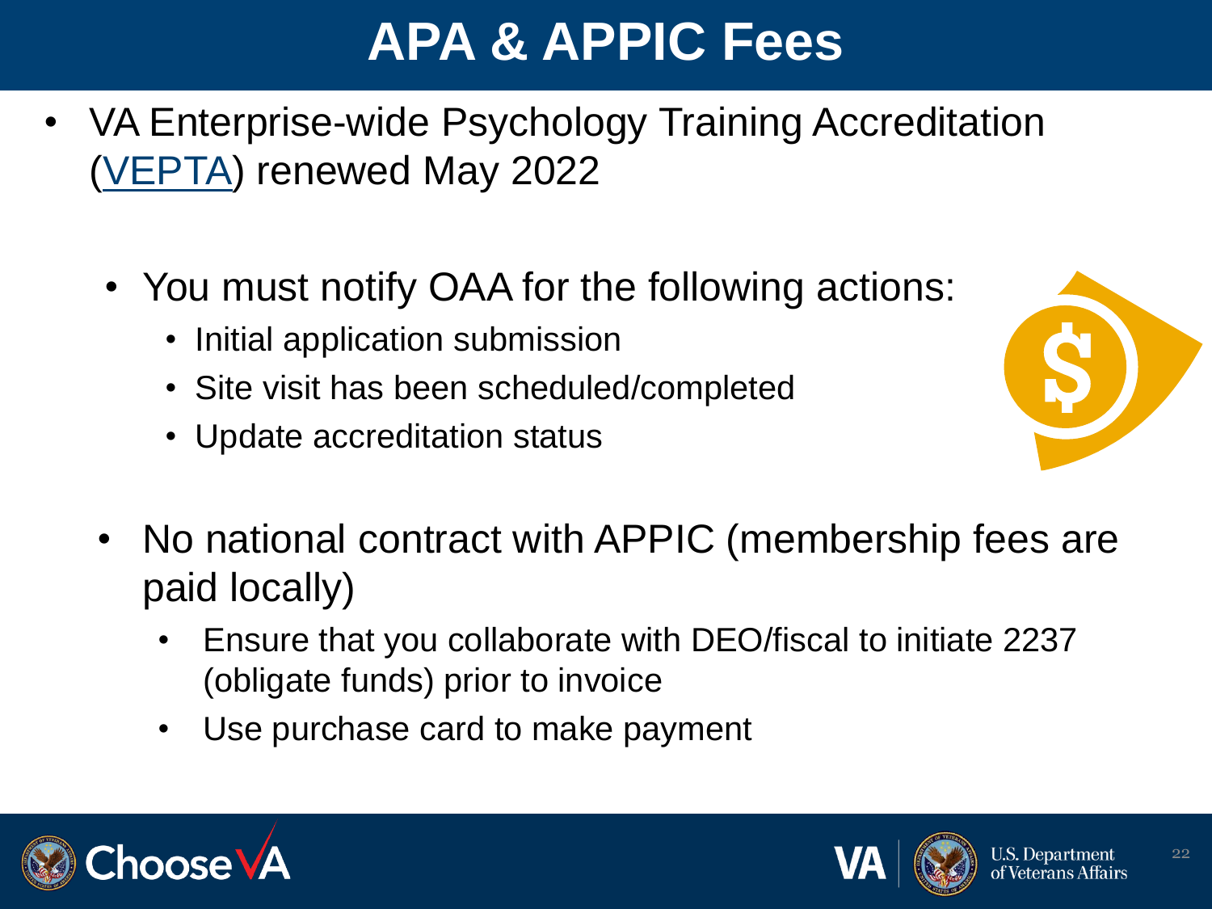# APA & APPIC Fees

- VA Enterprise-wide Psychology Training Accreditation (VEPTA) renewed May 2022
  - You must notify OAA for the following actions:
    - Initial application submission
    - Site visit has been scheduled/completed
    - Update accreditation status
  - No national contract with APPIC (membership fees are paid locally)
    - Ensure that you collaborate with DEO/fiscal to initiate 2237 (obligate funds) prior to invoice
    - Use purchase card to make payment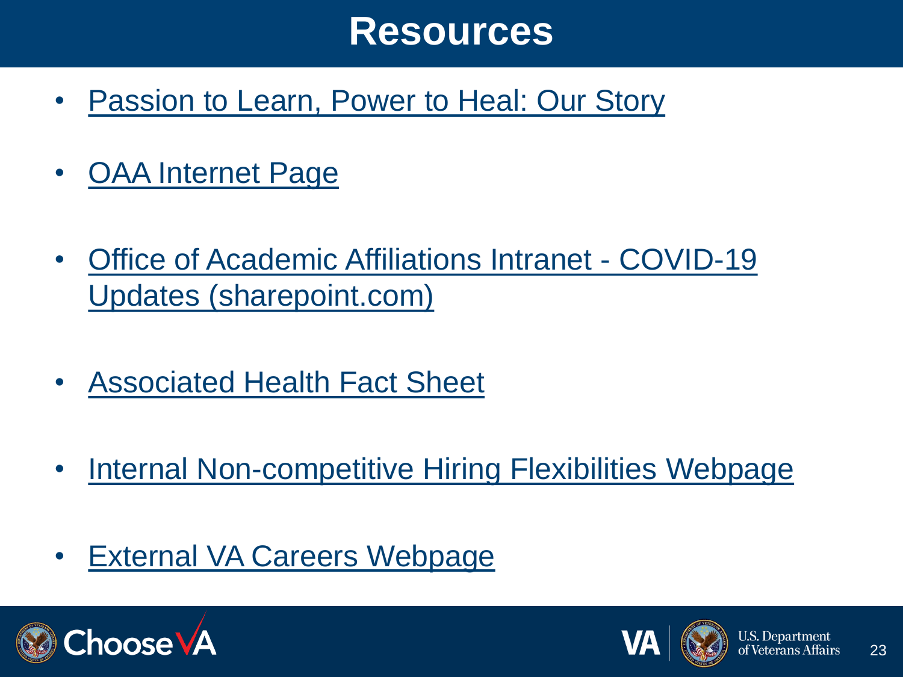# Resources

- Passion to Learn, Power to Heal: Our Story
- OAA Internet Page
- Office of Academic Affiliations Intranet - COVID-19 Updates (sharepoint.com)
- Associated Health Fact Sheet
- Internal Non-competitive Hiring Flexibilities Webpage
- External VA Careers Webpage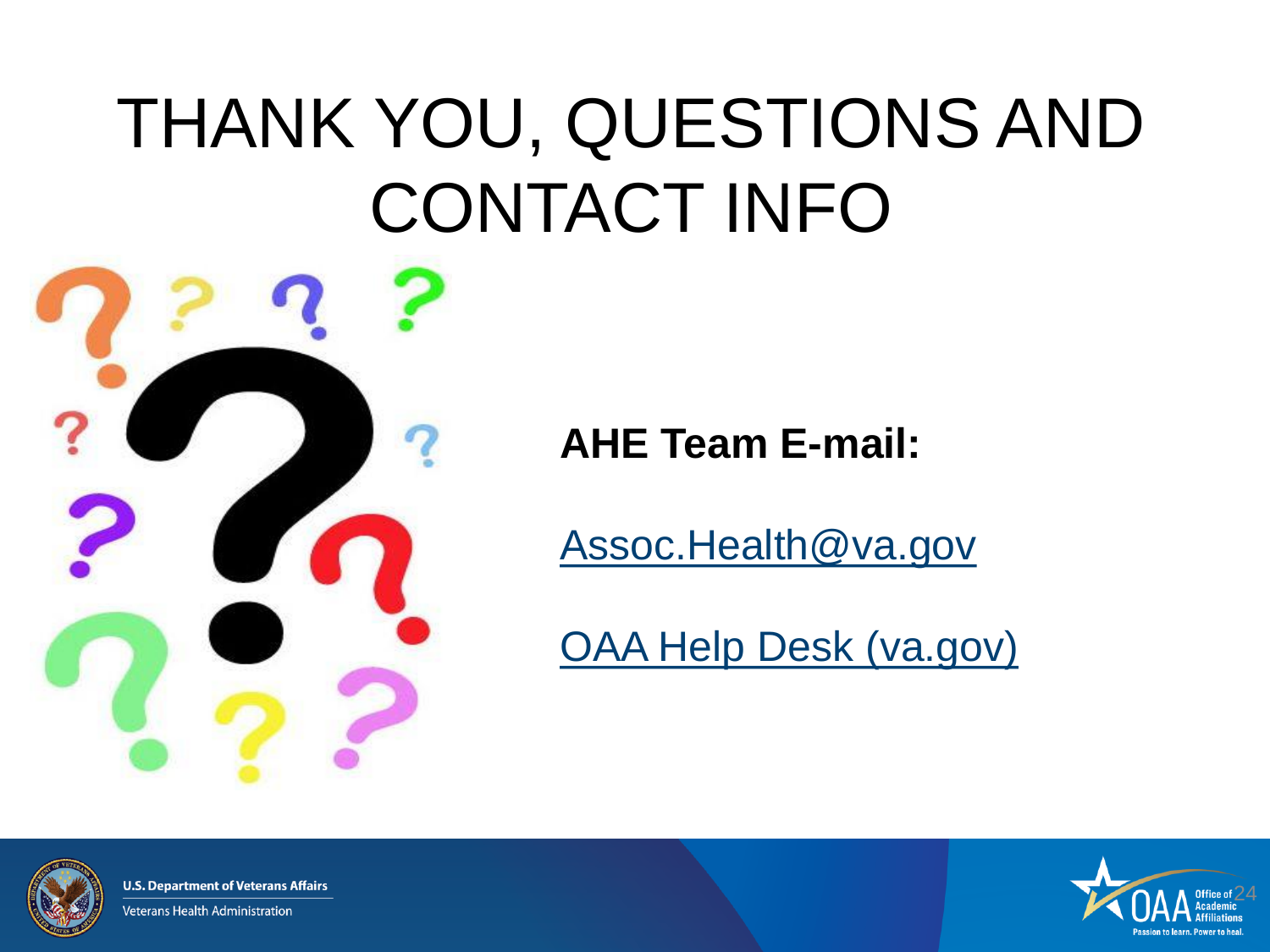# THANK YOU, QUESTIONS AND CONTACT INFO

**AHE Team E-mail:**

Assoc.Health@va.gov

OAA Help Desk (va.gov)